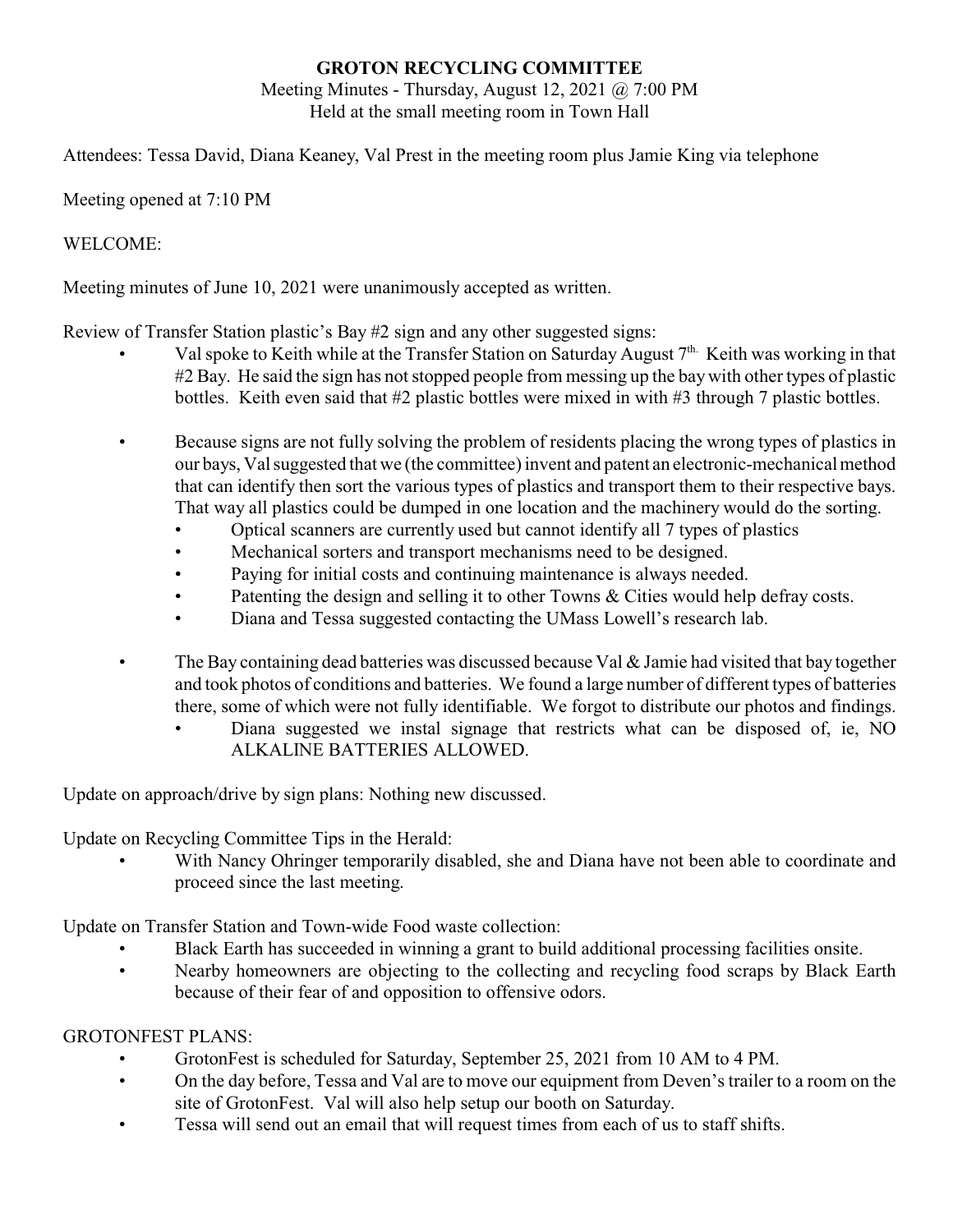**GROTON RECYCLING COMMITTEE**

Meeting Minutes - Thursday, August 12, 2021 @ 7:00 PM
Held at the small meeting room in Town Hall

Attendees: Tessa David, Diana Keaney, Val Prest in the meeting room plus Jamie King via telephone

Meeting opened at 7:10 PM

WELCOME:

Meeting minutes of June 10, 2021 were unanimously accepted as written.

Review of Transfer Station plastic's Bay #2 sign and any other suggested signs:

- Val spoke to Keith while at the Transfer Station on Saturday August 7th. Keith was working in that #2 Bay. He said the sign has not stopped people from messing up the bay with other types of plastic bottles. Keith even said that #2 plastic bottles were mixed in with #3 through 7 plastic bottles.
- Because signs are not fully solving the problem of residents placing the wrong types of plastics in our bays, Val suggested that we (the committee) invent and patent an electronic-mechanical method that can identify then sort the various types of plastics and transport them to their respective bays. That way all plastics could be dumped in one location and the machinery would do the sorting.
  - Optical scanners are currently used but cannot identify all 7 types of plastics
  - Mechanical sorters and transport mechanisms need to be designed.
  - Paying for initial costs and continuing maintenance is always needed.
  - Patenting the design and selling it to other Towns & Cities would help defray costs.
  - Diana and Tessa suggested contacting the UMass Lowell's research lab.
- The Bay containing dead batteries was discussed because Val & Jamie had visited that bay together and took photos of conditions and batteries. We found a large number of different types of batteries there, some of which were not fully identifiable. We forgot to distribute our photos and findings.
  - Diana suggested we instal signage that restricts what can be disposed of, ie, NO ALKALINE BATTERIES ALLOWED.

Update on approach/drive by sign plans: Nothing new discussed.

Update on Recycling Committee Tips in the Herald:

- With Nancy Ohringer temporarily disabled, she and Diana have not been able to coordinate and proceed since the last meeting.

Update on Transfer Station and Town-wide Food waste collection:

- Black Earth has succeeded in winning a grant to build additional processing facilities onsite.
- Nearby homeowners are objecting to the collecting and recycling food scraps by Black Earth because of their fear of and opposition to offensive odors.

GROTONFEST PLANS:

- GrotonFest is scheduled for Saturday, September 25, 2021 from 10 AM to 4 PM.
- On the day before, Tessa and Val are to move our equipment from Deven's trailer to a room on the site of GrotonFest. Val will also help setup our booth on Saturday.
- Tessa will send out an email that will request times from each of us to staff shifts.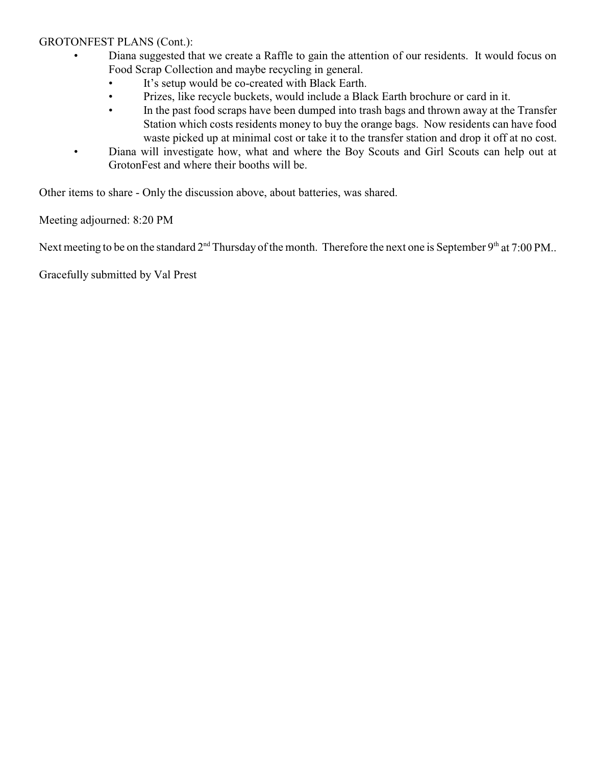GROTONFEST PLANS (Cont.):

- Diana suggested that we create a Raffle to gain the attention of our residents. It would focus on Food Scrap Collection and maybe recycling in general.
  - It's setup would be co-created with Black Earth.
  - Prizes, like recycle buckets, would include a Black Earth brochure or card in it.
  - In the past food scraps have been dumped into trash bags and thrown away at the Transfer Station which costs residents money to buy the orange bags. Now residents can have food waste picked up at minimal cost or take it to the transfer station and drop it off at no cost.
- Diana will investigate how, what and where the Boy Scouts and Girl Scouts can help out at GrotonFest and where their booths will be.

Other items to share - Only the discussion above, about batteries, was shared.

Meeting adjourned: 8:20 PM

Next meeting to be on the standard 2nd Thursday of the month. Therefore the next one is September 9th at 7:00 PM..

Gracefully submitted by Val Prest